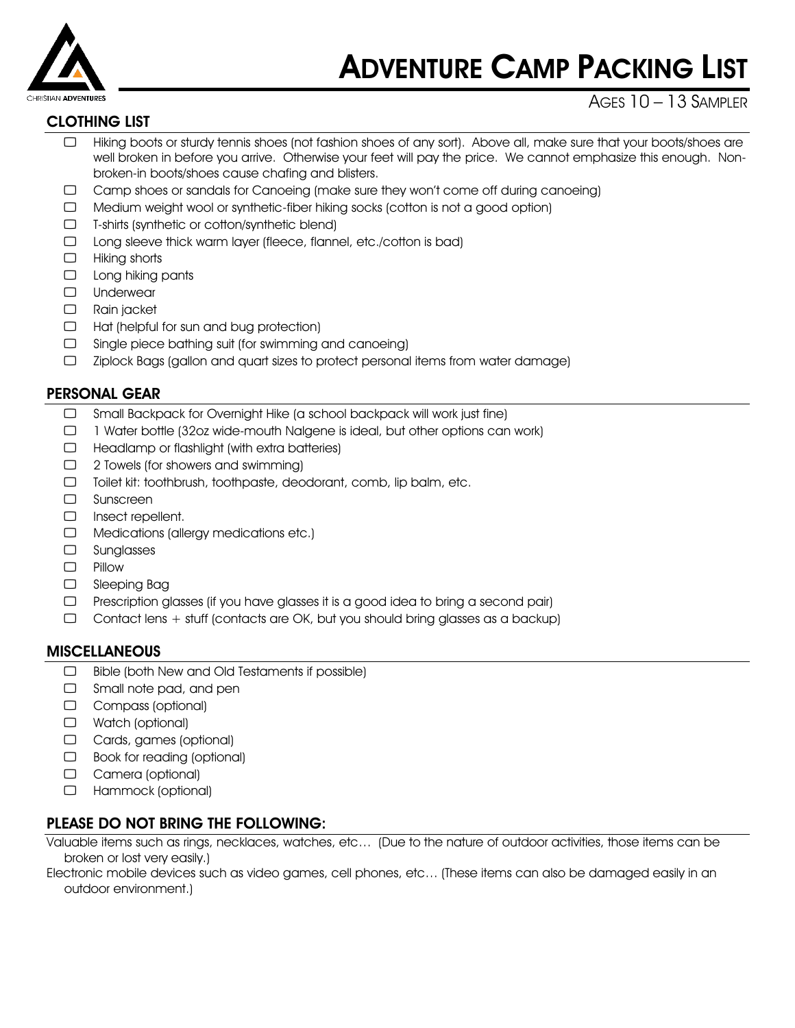CHRISTIAN **ADVENTURES**

# Adventure Camp Packing List

Ages 10 – 13 Sampler

## CLOTHING LIST

- ☐ Hiking boots or sturdy tennis shoes (not fashion shoes of any sort). Above all, make sure that your boots/shoes are well broken in before you arrive. Otherwise your feet will pay the price. We cannot emphasize this enough. Non-broken-in boots/shoes cause chafing and blisters.
- ☐ Camp shoes or sandals for Canoeing (make sure they won't come off during canoeing)
- ☐ Medium weight wool or synthetic-fiber hiking socks (cotton is not a good option)
- ☐ T-shirts (synthetic or cotton/synthetic blend)
- ☐ Long sleeve thick warm layer (fleece, flannel, etc./cotton is bad)
- ☐ Hiking shorts
- ☐ Long hiking pants
- ☐ Underwear
- ☐ Rain jacket
- ☐ Hat (helpful for sun and bug protection)
- ☐ Single piece bathing suit (for swimming and canoeing)
- ☐ Ziplock Bags (gallon and quart sizes to protect personal items from water damage)

## PERSONAL GEAR

- ☐ Small Backpack for Overnight Hike (a school backpack will work just fine)
- ☐ 1 Water bottle (32oz wide-mouth Nalgene is ideal, but other options can work)
- ☐ Headlamp or flashlight (with extra batteries)
- ☐ 2 Towels (for showers and swimming)
- ☐ Toilet kit: toothbrush, toothpaste, deodorant, comb, lip balm, etc.
- ☐ Sunscreen
- ☐ Insect repellent.
- ☐ Medications (allergy medications etc.)
- ☐ Sunglasses
- ☐ Pillow
- ☐ Sleeping Bag
- ☐ Prescription glasses (if you have glasses it is a good idea to bring a second pair)
- ☐ Contact lens + stuff (contacts are OK, but you should bring glasses as a backup)

## MISCELLANEOUS

- ☐ Bible (both New and Old Testaments if possible)
- ☐ Small note pad, and pen
- ☐ Compass (optional)
- ☐ Watch (optional)
- ☐ Cards, games (optional)
- ☐ Book for reading (optional)
- ☐ Camera (optional)
- ☐ Hammock (optional)

## PLEASE DO NOT BRING THE FOLLOWING:

Valuable items such as rings, necklaces, watches, etc… (Due to the nature of outdoor activities, those items can be broken or lost very easily.)

Electronic mobile devices such as video games, cell phones, etc… (These items can also be damaged easily in an outdoor environment.)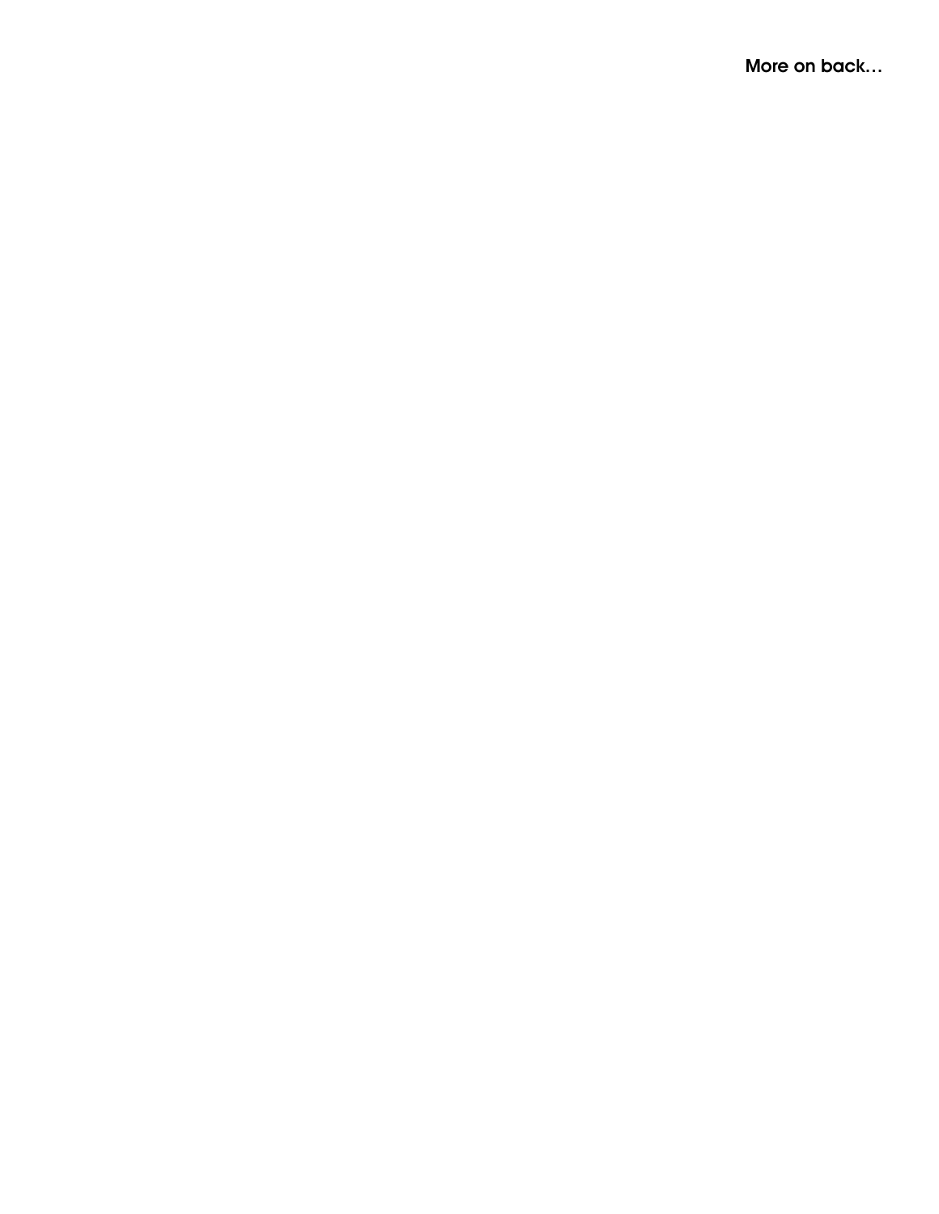More on back…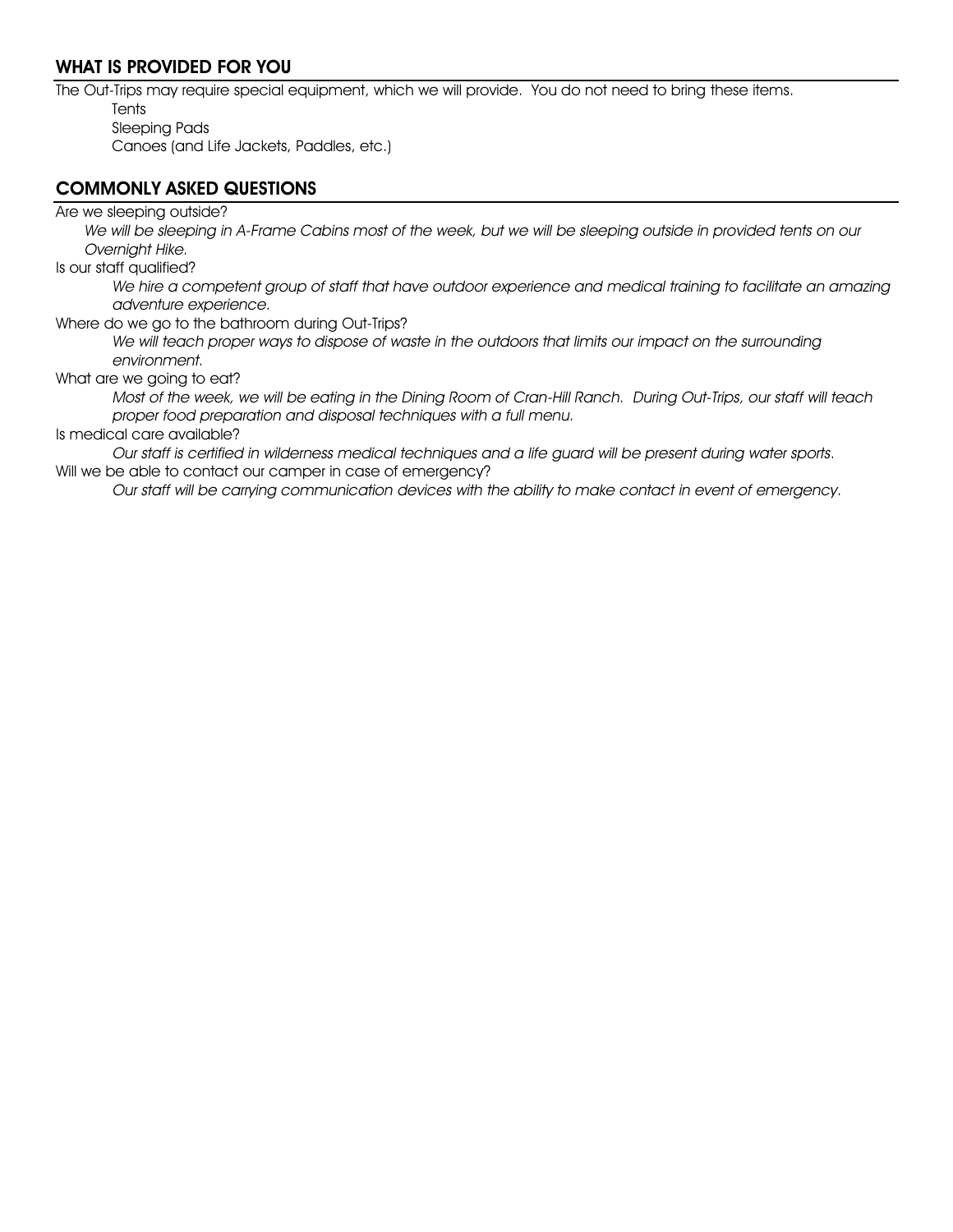## WHAT IS PROVIDED FOR YOU

The Out-Trips may require special equipment, which we will provide. You do not need to bring these items.

- Tents
- Sleeping Pads
- Canoes (and Life Jackets, Paddles, etc.)

## COMMONLY ASKED QUESTIONS

Are we sleeping outside?

*We will be sleeping in A-Frame Cabins most of the week, but we will be sleeping outside in provided tents on our Overnight Hike.*

Is our staff qualified?

*We hire a competent group of staff that have outdoor experience and medical training to facilitate an amazing adventure experience.*

Where do we go to the bathroom during Out-Trips?

*We will teach proper ways to dispose of waste in the outdoors that limits our impact on the surrounding environment.*

What are we going to eat?

*Most of the week, we will be eating in the Dining Room of Cran-Hill Ranch. During Out-Trips, our staff will teach proper food preparation and disposal techniques with a full menu.*

Is medical care available?

*Our staff is certified in wilderness medical techniques and a life guard will be present during water sports.*

Will we be able to contact our camper in case of emergency?

*Our staff will be carrying communication devices with the ability to make contact in event of emergency.*